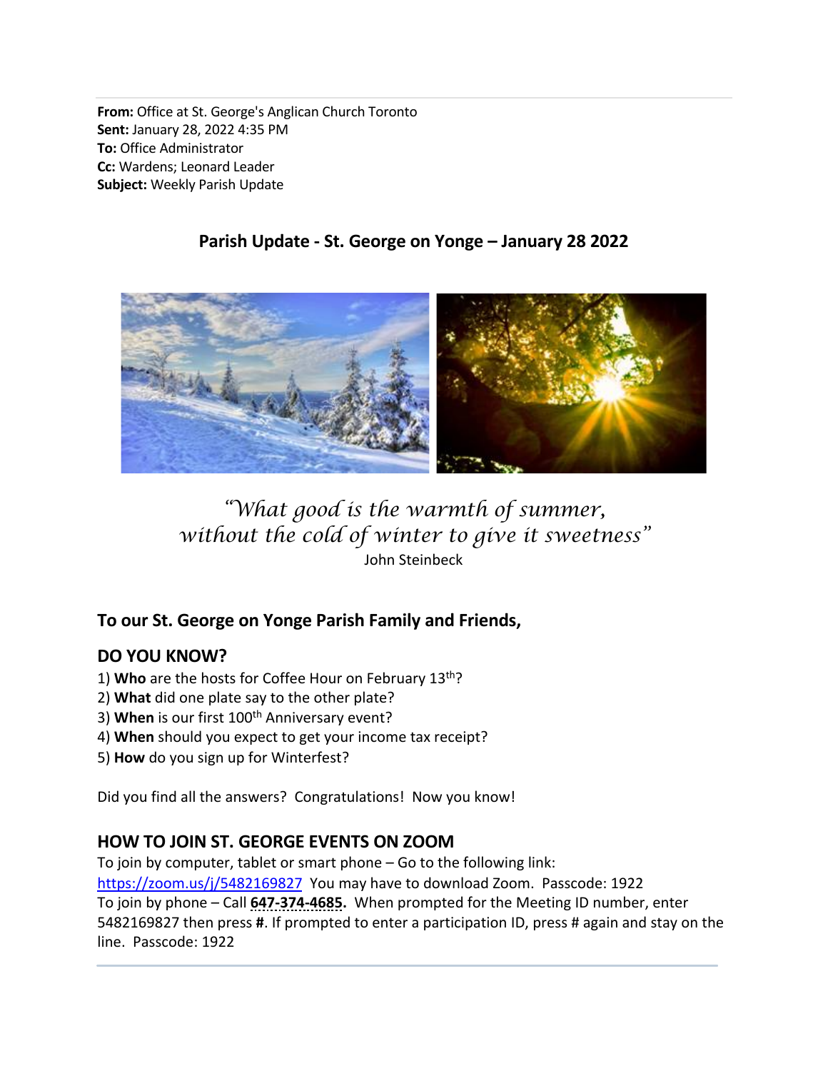**From:** Office at St. George's Anglican Church Toronto
**Sent:** January 28, 2022 4:35 PM
**To:** Office Administrator
**Cc:** Wardens; Leonard Leader
**Subject:** Weekly Parish Update

## Parish Update - St. George on Yonge – January 28 2022

*"What good is the warmth of summer,*
*without the cold of winter to give it sweetness"*
John Steinbeck

### To our St. George on Yonge Parish Family and Friends,

### DO YOU KNOW?

1) **Who** are the hosts for Coffee Hour on February 13th?
2) **What** did one plate say to the other plate?
3) **When** is our first 100th Anniversary event?
4) **When** should you expect to get your income tax receipt?
5) **How** do you sign up for Winterfest?

Did you find all the answers? Congratulations! Now you know!

### HOW TO JOIN ST. GEORGE EVENTS ON ZOOM

To join by computer, tablet or smart phone – Go to the following link: https://zoom.us/j/5482169827 You may have to download Zoom. Passcode: 1922
To join by phone – Call **647-374-4685.** When prompted for the Meeting ID number, enter 5482169827 then press **#**. If prompted to enter a participation ID, press # again and stay on the line. Passcode: 1922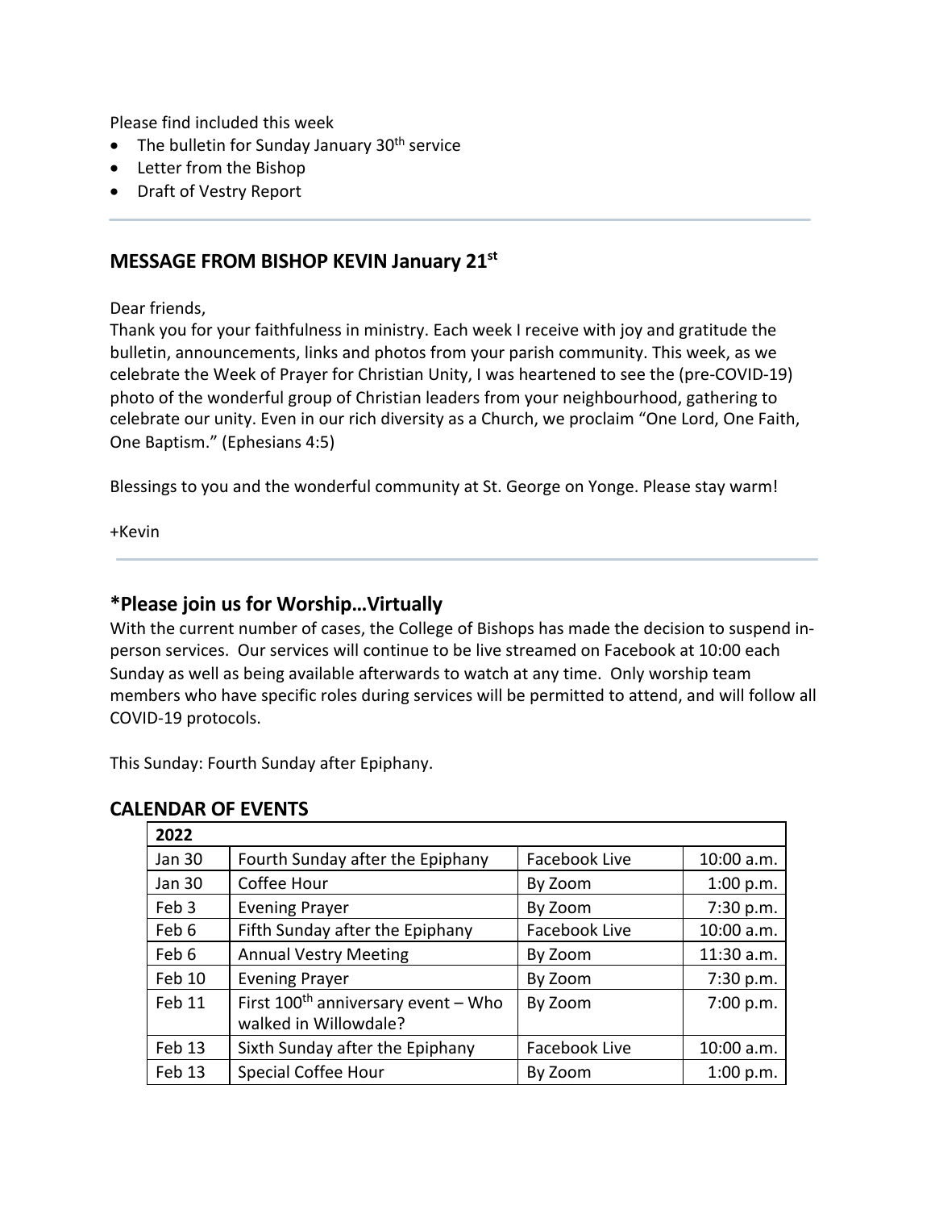Please find included this week

- The bulletin for Sunday January 30th service
- Letter from the Bishop
- Draft of Vestry Report

---

## MESSAGE FROM BISHOP KEVIN January 21st

Dear friends,
Thank you for your faithfulness in ministry. Each week I receive with joy and gratitude the bulletin, announcements, links and photos from your parish community. This week, as we celebrate the Week of Prayer for Christian Unity, I was heartened to see the (pre-COVID-19) photo of the wonderful group of Christian leaders from your neighbourhood, gathering to celebrate our unity. Even in our rich diversity as a Church, we proclaim "One Lord, One Faith, One Baptism." (Ephesians 4:5)

Blessings to you and the wonderful community at St. George on Yonge. Please stay warm!

+Kevin

---

## *Please join us for Worship…Virtually

With the current number of cases, the College of Bishops has made the decision to suspend in-person services. Our services will continue to be live streamed on Facebook at 10:00 each Sunday as well as being available afterwards to watch at any time. Only worship team members who have specific roles during services will be permitted to attend, and will follow all COVID-19 protocols.

This Sunday: Fourth Sunday after Epiphany.

## CALENDAR OF EVENTS

| 2022 | | | |
|---|---|---|---|
| Jan 30 | Fourth Sunday after the Epiphany | Facebook Live | 10:00 a.m. |
| Jan 30 | Coffee Hour | By Zoom | 1:00 p.m. |
| Feb 3 | Evening Prayer | By Zoom | 7:30 p.m. |
| Feb 6 | Fifth Sunday after the Epiphany | Facebook Live | 10:00 a.m. |
| Feb 6 | Annual Vestry Meeting | By Zoom | 11:30 a.m. |
| Feb 10 | Evening Prayer | By Zoom | 7:30 p.m. |
| Feb 11 | First 100th anniversary event – Who walked in Willowdale? | By Zoom | 7:00 p.m. |
| Feb 13 | Sixth Sunday after the Epiphany | Facebook Live | 10:00 a.m. |
| Feb 13 | Special Coffee Hour | By Zoom | 1:00 p.m. |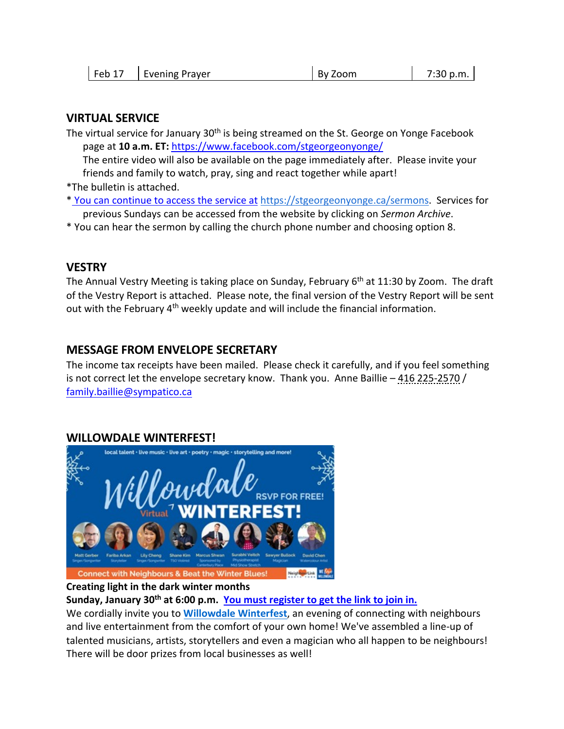| Feb 17 | Evening Prayer | By Zoom | 7:30 p.m. |
|---|---|---|---|

## VIRTUAL SERVICE

The virtual service for January 30th is being streamed on the St. George on Yonge Facebook page at **10 a.m. ET:** https://www.facebook.com/stgeorgeonyonge/
The entire video will also be available on the page immediately after. Please invite your friends and family to watch, pray, sing and react together while apart!

*The bulletin is attached.

* You can continue to access the service at https://stgeorgeonyonge.ca/sermons. Services for previous Sundays can be accessed from the website by clicking on *Sermon Archive*.

* You can hear the sermon by calling the church phone number and choosing option 8.

## VESTRY

The Annual Vestry Meeting is taking place on Sunday, February 6th at 11:30 by Zoom. The draft of the Vestry Report is attached. Please note, the final version of the Vestry Report will be sent out with the February 4th weekly update and will include the financial information.

## MESSAGE FROM ENVELOPE SECRETARY

The income tax receipts have been mailed. Please check it carefully, and if you feel something is not correct let the envelope secretary know. Thank you. Anne Baillie – 416 225-2570 / family.baillie@sympatico.ca

## WILLOWDALE WINTERFEST!

**Creating light in the dark winter months**
**Sunday, January 30th at 6:00 p.m. You must register to get the link to join in.**
We cordially invite you to **Willowdale Winterfest**, an evening of connecting with neighbours and live entertainment from the comfort of your own home! We've assembled a line-up of talented musicians, artists, storytellers and even a magician who all happen to be neighbours! There will be door prizes from local businesses as well!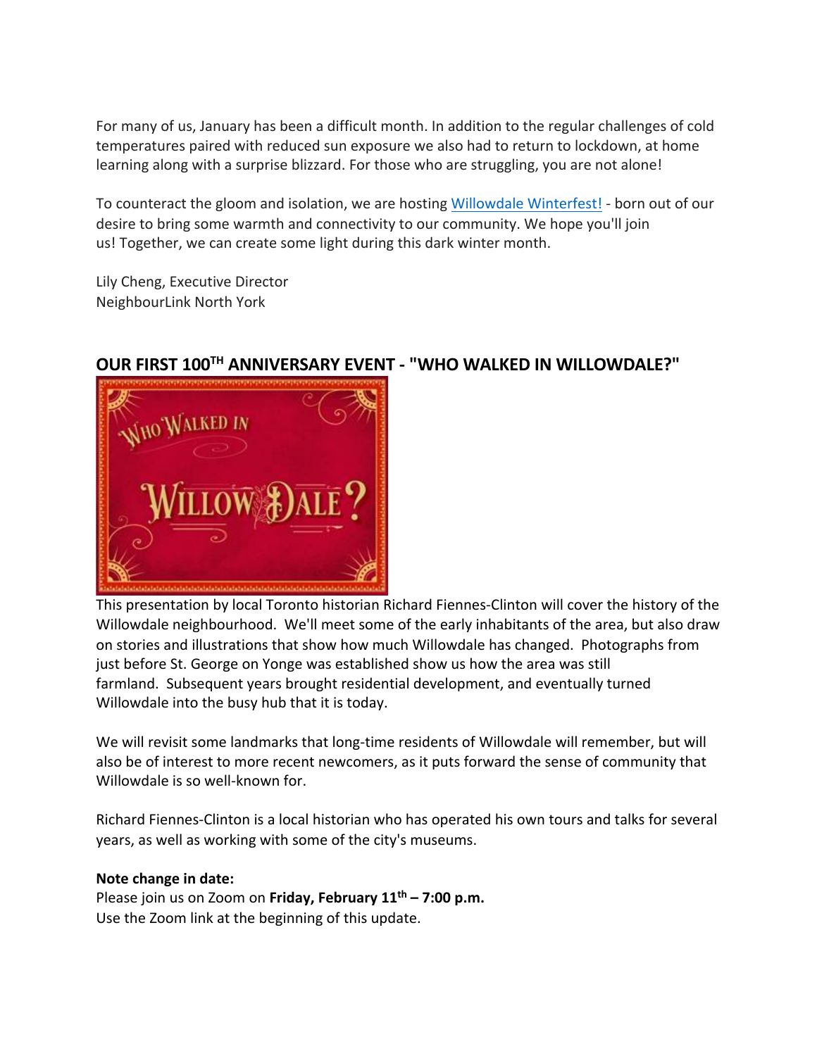For many of us, January has been a difficult month. In addition to the regular challenges of cold temperatures paired with reduced sun exposure we also had to return to lockdown, at home learning along with a surprise blizzard. For those who are struggling, you are not alone!

To counteract the gloom and isolation, we are hosting Willowdale Winterfest! - born out of our desire to bring some warmth and connectivity to our community. We hope you'll join us! Together, we can create some light during this dark winter month.

Lily Cheng, Executive Director
NeighbourLink North York

## OUR FIRST 100TH ANNIVERSARY EVENT - "WHO WALKED IN WILLOWDALE?"

This presentation by local Toronto historian Richard Fiennes-Clinton will cover the history of the Willowdale neighbourhood. We'll meet some of the early inhabitants of the area, but also draw on stories and illustrations that show how much Willowdale has changed. Photographs from just before St. George on Yonge was established show us how the area was still farmland. Subsequent years brought residential development, and eventually turned Willowdale into the busy hub that it is today.

We will revisit some landmarks that long-time residents of Willowdale will remember, but will also be of interest to more recent newcomers, as it puts forward the sense of community that Willowdale is so well-known for.

Richard Fiennes-Clinton is a local historian who has operated his own tours and talks for several years, as well as working with some of the city's museums.

**Note change in date:**
Please join us on Zoom on **Friday, February 11th – 7:00 p.m.**
Use the Zoom link at the beginning of this update.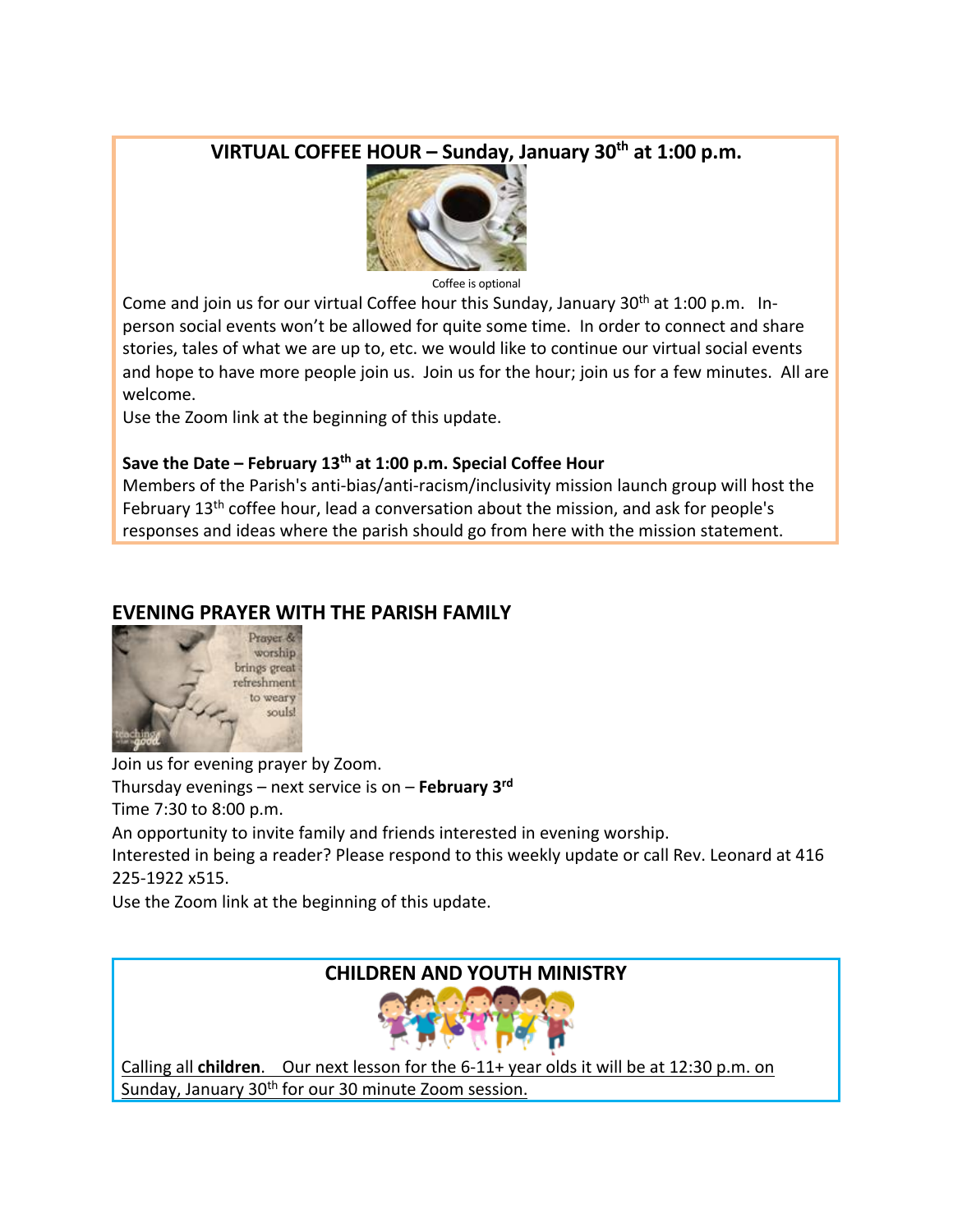## VIRTUAL COFFEE HOUR – Sunday, January 30th at 1:00 p.m.

Coffee is optional

Come and join us for our virtual Coffee hour this Sunday, January 30th at 1:00 p.m. In-person social events won't be allowed for quite some time. In order to connect and share stories, tales of what we are up to, etc. we would like to continue our virtual social events and hope to have more people join us. Join us for the hour; join us for a few minutes. All are welcome.

Use the Zoom link at the beginning of this update.

**Save the Date – February 13th at 1:00 p.m. Special Coffee Hour**

Members of the Parish's anti-bias/anti-racism/inclusivity mission launch group will host the February 13th coffee hour, lead a conversation about the mission, and ask for people's responses and ideas where the parish should go from here with the mission statement.

## EVENING PRAYER WITH THE PARISH FAMILY

Join us for evening prayer by Zoom.

Thursday evenings – next service is on – **February 3rd**

Time 7:30 to 8:00 p.m.

An opportunity to invite family and friends interested in evening worship.

Interested in being a reader? Please respond to this weekly update or call Rev. Leonard at 416 225-1922 x515.

Use the Zoom link at the beginning of this update.

## CHILDREN AND YOUTH MINISTRY

Calling all **children**. Our next lesson for the 6-11+ year olds it will be at 12:30 p.m. on Sunday, January 30th for our 30 minute Zoom session.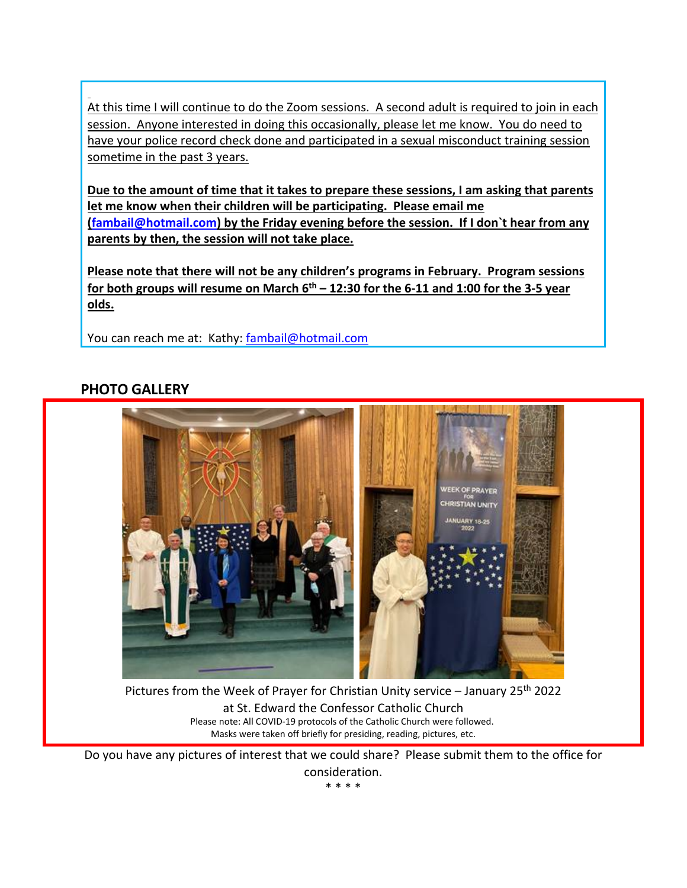At this time I will continue to do the Zoom sessions. A second adult is required to join in each session. Anyone interested in doing this occasionally, please let me know. You do need to have your police record check done and participated in a sexual misconduct training session sometime in the past 3 years.

**Due to the amount of time that it takes to prepare these sessions, I am asking that parents let me know when their children will be participating. Please email me (fambail@hotmail.com) by the Friday evening before the session. If I don`t hear from any parents by then, the session will not take place.**

**Please note that there will not be any children's programs in February. Program sessions for both groups will resume on March 6th – 12:30 for the 6-11 and 1:00 for the 3-5 year olds.**

You can reach me at: Kathy: fambail@hotmail.com

## PHOTO GALLERY

Pictures from the Week of Prayer for Christian Unity service – January 25th 2022 at St. Edward the Confessor Catholic Church

Please note: All COVID-19 protocols of the Catholic Church were followed.
Masks were taken off briefly for presiding, reading, pictures, etc.

Do you have any pictures of interest that we could share? Please submit them to the office for consideration.

\* \* \* \*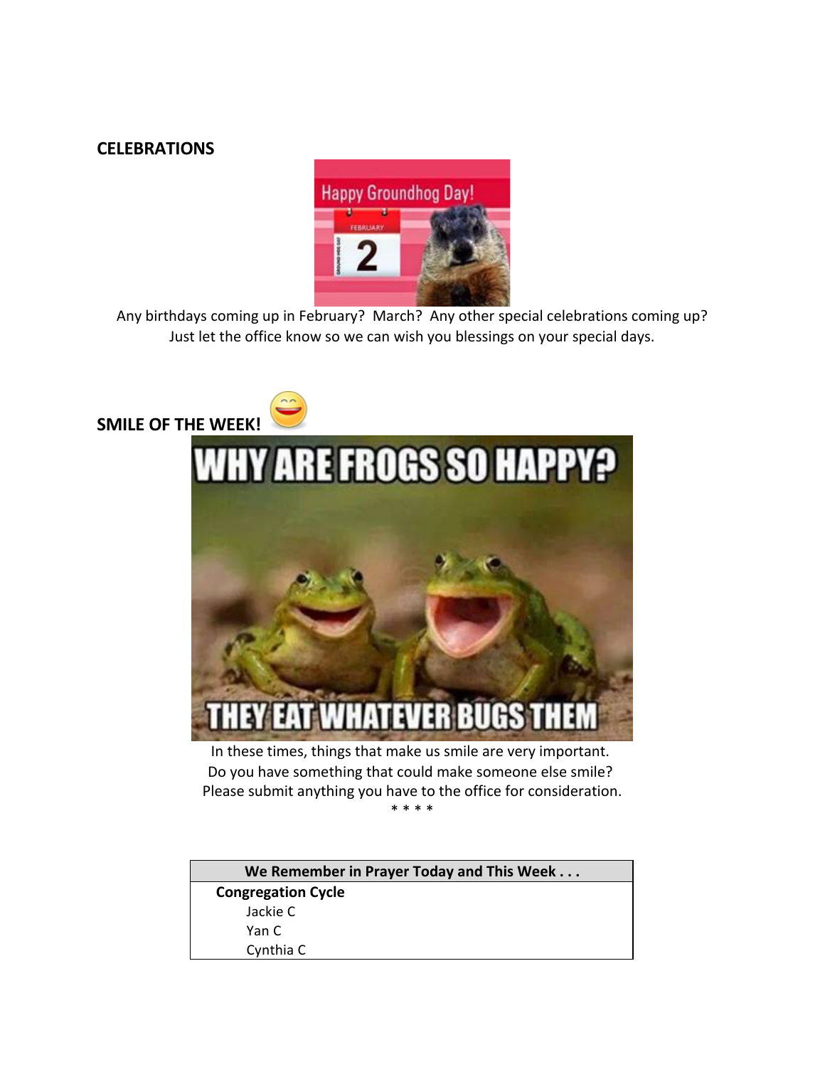**CELEBRATIONS**

Any birthdays coming up in February? March? Any other special celebrations coming up? Just let the office know so we can wish you blessings on your special days.

**SMILE OF THE WEEK!**

In these times, things that make us smile are very important.
Do you have something that could make someone else smile?
Please submit anything you have to the office for consideration.

* * * *

| We Remember in Prayer Today and This Week . . . |
|---|
| **Congregation Cycle** |
| Jackie C |
| Yan C |
| Cynthia C |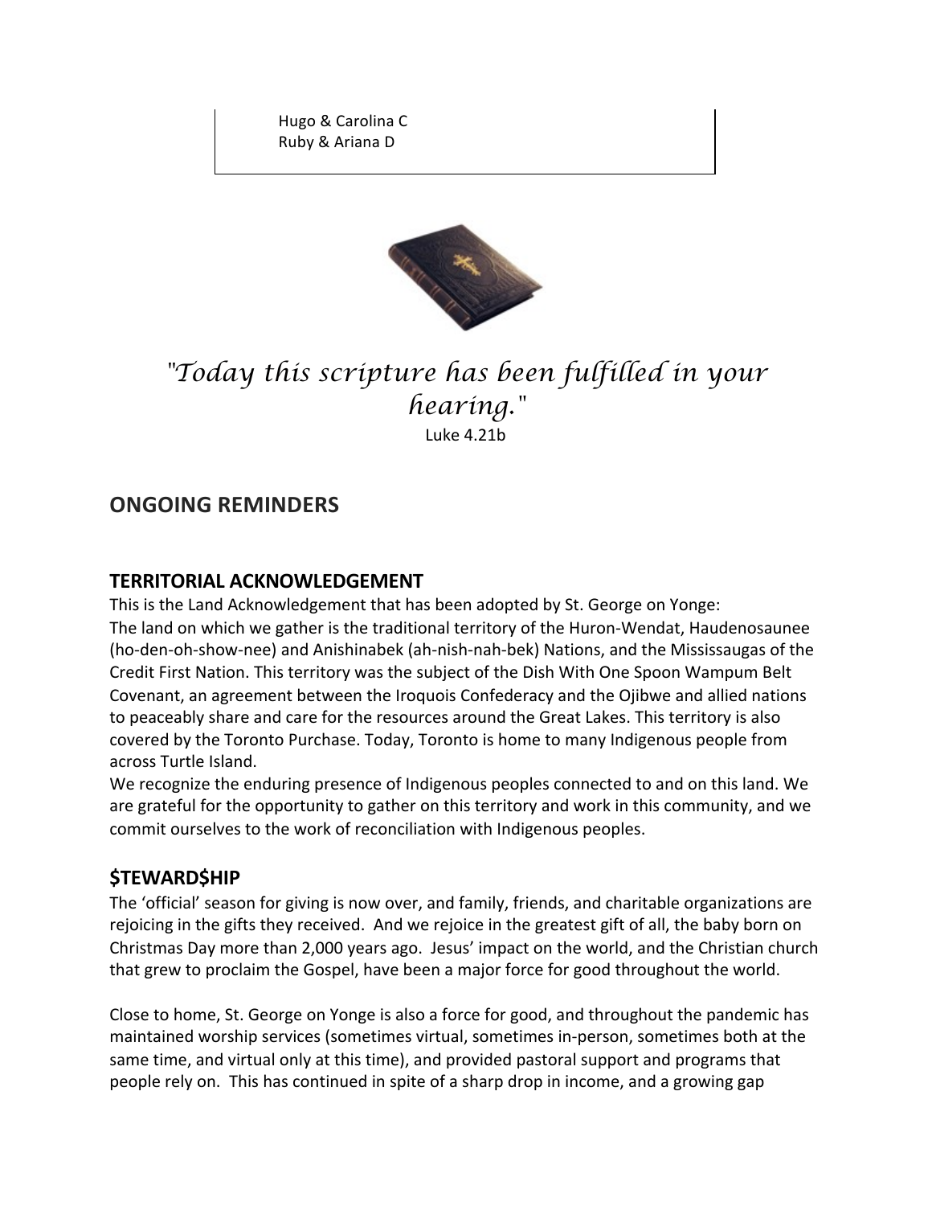Hugo & Carolina C
Ruby & Ariana D

*"Today this scripture has been fulfilled in your hearing."*

Luke 4.21b

## ONGOING REMINDERS

### TERRITORIAL ACKNOWLEDGEMENT

This is the Land Acknowledgement that has been adopted by St. George on Yonge:
The land on which we gather is the traditional territory of the Huron-Wendat, Haudenosaunee (ho-den-oh-show-nee) and Anishinabek (ah-nish-nah-bek) Nations, and the Mississaugas of the Credit First Nation. This territory was the subject of the Dish With One Spoon Wampum Belt Covenant, an agreement between the Iroquois Confederacy and the Ojibwe and allied nations to peaceably share and care for the resources around the Great Lakes. This territory is also covered by the Toronto Purchase. Today, Toronto is home to many Indigenous people from across Turtle Island.
We recognize the enduring presence of Indigenous peoples connected to and on this land. We are grateful for the opportunity to gather on this territory and work in this community, and we commit ourselves to the work of reconciliation with Indigenous peoples.

### $TEWARD$HIP

The 'official' season for giving is now over, and family, friends, and charitable organizations are rejoicing in the gifts they received. And we rejoice in the greatest gift of all, the baby born on Christmas Day more than 2,000 years ago. Jesus' impact on the world, and the Christian church that grew to proclaim the Gospel, have been a major force for good throughout the world.

Close to home, St. George on Yonge is also a force for good, and throughout the pandemic has maintained worship services (sometimes virtual, sometimes in-person, sometimes both at the same time, and virtual only at this time), and provided pastoral support and programs that people rely on. This has continued in spite of a sharp drop in income, and a growing gap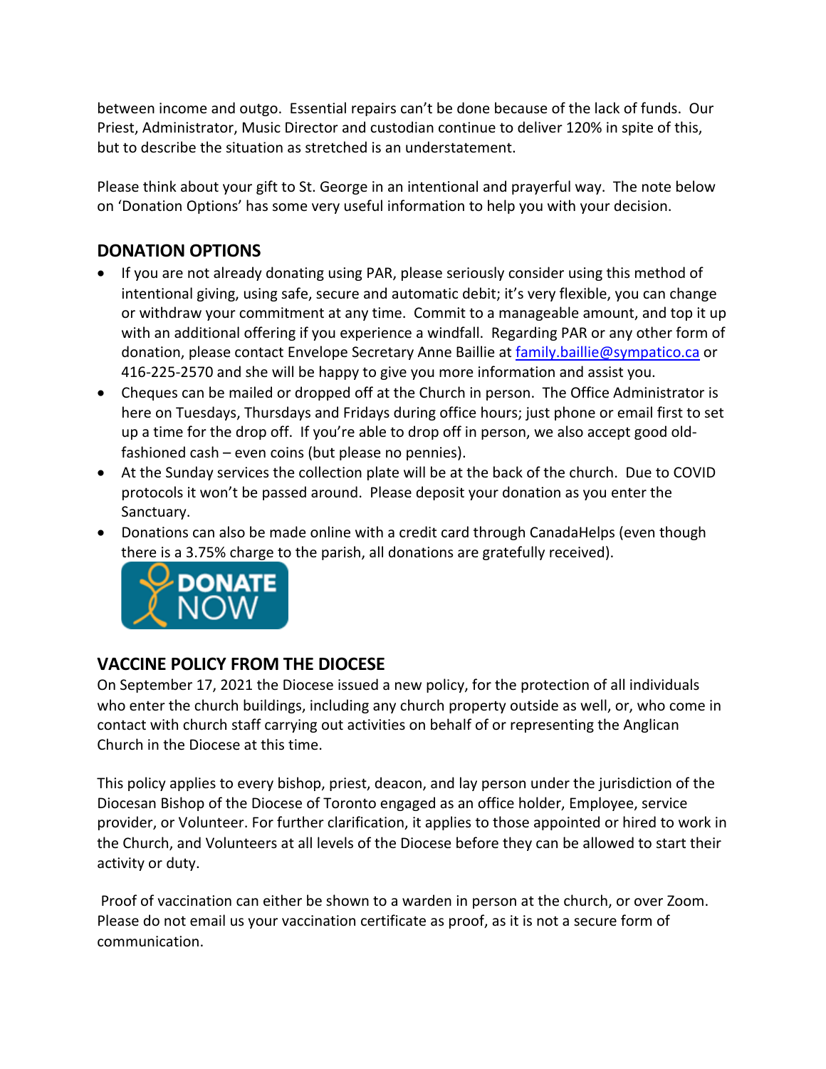between income and outgo. Essential repairs can't be done because of the lack of funds. Our Priest, Administrator, Music Director and custodian continue to deliver 120% in spite of this, but to describe the situation as stretched is an understatement.

Please think about your gift to St. George in an intentional and prayerful way. The note below on 'Donation Options' has some very useful information to help you with your decision.

## DONATION OPTIONS

- If you are not already donating using PAR, please seriously consider using this method of intentional giving, using safe, secure and automatic debit; it's very flexible, you can change or withdraw your commitment at any time. Commit to a manageable amount, and top it up with an additional offering if you experience a windfall. Regarding PAR or any other form of donation, please contact Envelope Secretary Anne Baillie at family.baillie@sympatico.ca or 416-225-2570 and she will be happy to give you more information and assist you.
- Cheques can be mailed or dropped off at the Church in person. The Office Administrator is here on Tuesdays, Thursdays and Fridays during office hours; just phone or email first to set up a time for the drop off. If you're able to drop off in person, we also accept good old-fashioned cash – even coins (but please no pennies).
- At the Sunday services the collection plate will be at the back of the church. Due to COVID protocols it won't be passed around. Please deposit your donation as you enter the Sanctuary.
- Donations can also be made online with a credit card through CanadaHelps (even though there is a 3.75% charge to the parish, all donations are gratefully received).

DONATE NOW

## VACCINE POLICY FROM THE DIOCESE

On September 17, 2021 the Diocese issued a new policy, for the protection of all individuals who enter the church buildings, including any church property outside as well, or, who come in contact with church staff carrying out activities on behalf of or representing the Anglican Church in the Diocese at this time.

This policy applies to every bishop, priest, deacon, and lay person under the jurisdiction of the Diocesan Bishop of the Diocese of Toronto engaged as an office holder, Employee, service provider, or Volunteer. For further clarification, it applies to those appointed or hired to work in the Church, and Volunteers at all levels of the Diocese before they can be allowed to start their activity or duty.

Proof of vaccination can either be shown to a warden in person at the church, or over Zoom. Please do not email us your vaccination certificate as proof, as it is not a secure form of communication.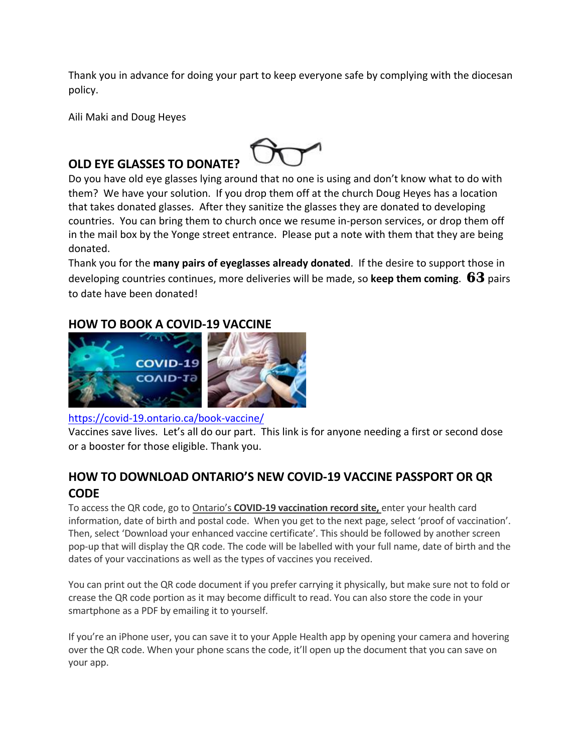Thank you in advance for doing your part to keep everyone safe by complying with the diocesan policy.

Aili Maki and Doug Heyes

## OLD EYE GLASSES TO DONATE?

Do you have old eye glasses lying around that no one is using and don't know what to do with them? We have your solution. If you drop them off at the church Doug Heyes has a location that takes donated glasses. After they sanitize the glasses they are donated to developing countries. You can bring them to church once we resume in-person services, or drop them off in the mail box by the Yonge street entrance. Please put a note with them that they are being donated.

Thank you for the **many pairs of eyeglasses already donated**. If the desire to support those in developing countries continues, more deliveries will be made, so **keep them coming**. **63** pairs to date have been donated!

## HOW TO BOOK A COVID-19 VACCINE

https://covid-19.ontario.ca/book-vaccine/

Vaccines save lives. Let's all do our part. This link is for anyone needing a first or second dose or a booster for those eligible. Thank you.

## HOW TO DOWNLOAD ONTARIO'S NEW COVID-19 VACCINE PASSPORT OR QR CODE

To access the QR code, go to Ontario's **COVID-19 vaccination record site,** enter your health card information, date of birth and postal code. When you get to the next page, select 'proof of vaccination'. Then, select 'Download your enhanced vaccine certificate'. This should be followed by another screen pop-up that will display the QR code. The code will be labelled with your full name, date of birth and the dates of your vaccinations as well as the types of vaccines you received.

You can print out the QR code document if you prefer carrying it physically, but make sure not to fold or crease the QR code portion as it may become difficult to read. You can also store the code in your smartphone as a PDF by emailing it to yourself.

If you're an iPhone user, you can save it to your Apple Health app by opening your camera and hovering over the QR code. When your phone scans the code, it'll open up the document that you can save on your app.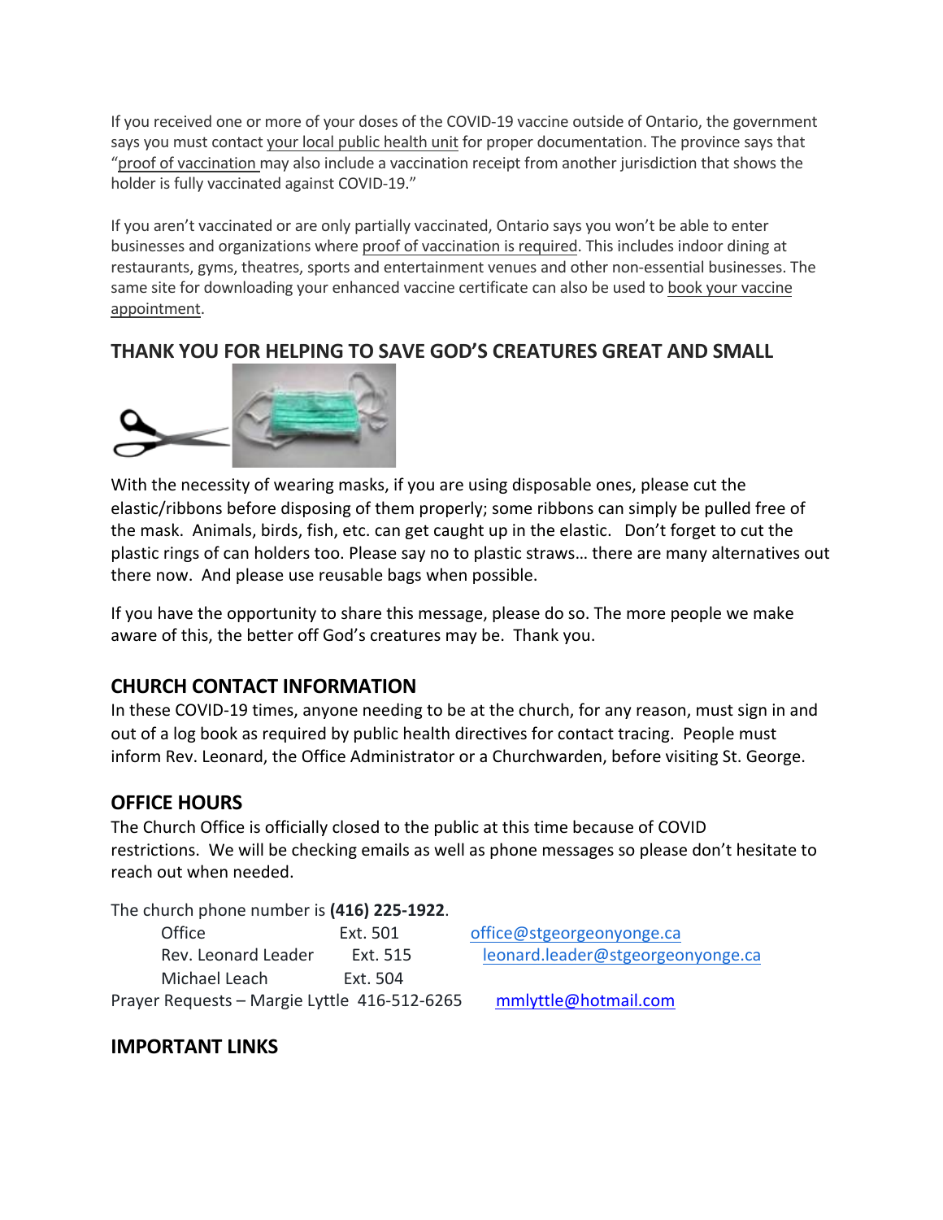If you received one or more of your doses of the COVID-19 vaccine outside of Ontario, the government says you must contact your local public health unit for proper documentation. The province says that "proof of vaccination may also include a vaccination receipt from another jurisdiction that shows the holder is fully vaccinated against COVID-19."

If you aren't vaccinated or are only partially vaccinated, Ontario says you won't be able to enter businesses and organizations where proof of vaccination is required. This includes indoor dining at restaurants, gyms, theatres, sports and entertainment venues and other non-essential businesses. The same site for downloading your enhanced vaccine certificate can also be used to book your vaccine appointment.

## THANK YOU FOR HELPING TO SAVE GOD'S CREATURES GREAT AND SMALL

With the necessity of wearing masks, if you are using disposable ones, please cut the elastic/ribbons before disposing of them properly; some ribbons can simply be pulled free of the mask. Animals, birds, fish, etc. can get caught up in the elastic. Don't forget to cut the plastic rings of can holders too. Please say no to plastic straws… there are many alternatives out there now. And please use reusable bags when possible.

If you have the opportunity to share this message, please do so. The more people we make aware of this, the better off God's creatures may be. Thank you.

## CHURCH CONTACT INFORMATION

In these COVID-19 times, anyone needing to be at the church, for any reason, must sign in and out of a log book as required by public health directives for contact tracing. People must inform Rev. Leonard, the Office Administrator or a Churchwarden, before visiting St. George.

## OFFICE HOURS

The Church Office is officially closed to the public at this time because of COVID restrictions. We will be checking emails as well as phone messages so please don't hesitate to reach out when needed.

The church phone number is **(416) 225-1922**.

| | | |
|---|---|---|
| Office | Ext. 501 | office@stgeorgeonyonge.ca |
| Rev. Leonard Leader | Ext. 515 | leonard.leader@stgeorgeonyonge.ca |
| Michael Leach | Ext. 504 | |

Prayer Requests – Margie Lyttle 416-512-6265 mmlyttle@hotmail.com

## IMPORTANT LINKS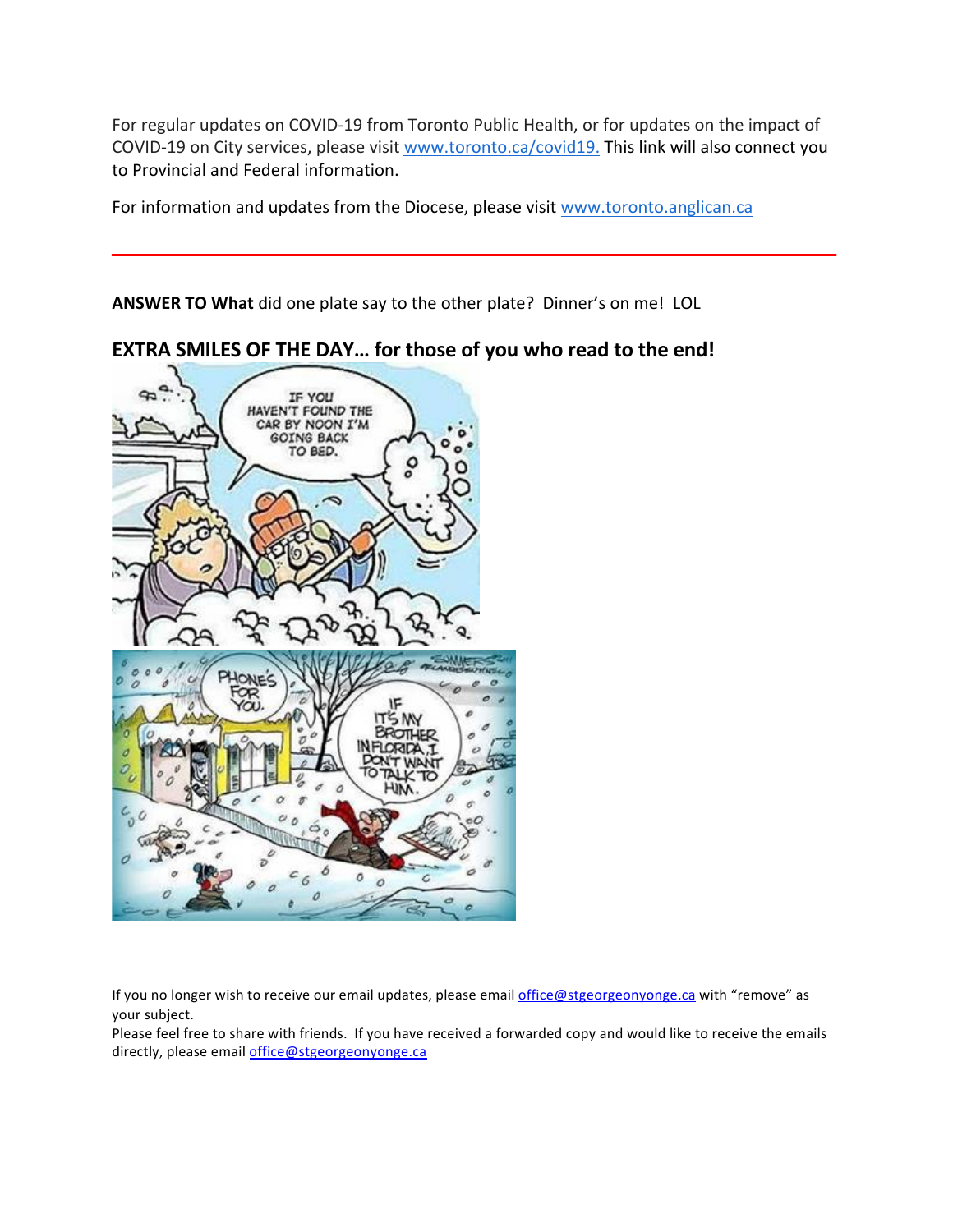For regular updates on COVID-19 from Toronto Public Health, or for updates on the impact of COVID-19 on City services, please visit www.toronto.ca/covid19. This link will also connect you to Provincial and Federal information.

For information and updates from the Diocese, please visit www.toronto.anglican.ca

---

**ANSWER TO What** did one plate say to the other plate? Dinner's on me! LOL

## EXTRA SMILES OF THE DAY… for those of you who read to the end!

If you no longer wish to receive our email updates, please email office@stgeorgeonyonge.ca with "remove" as your subject.
Please feel free to share with friends. If you have received a forwarded copy and would like to receive the emails directly, please email office@stgeorgeonyonge.ca